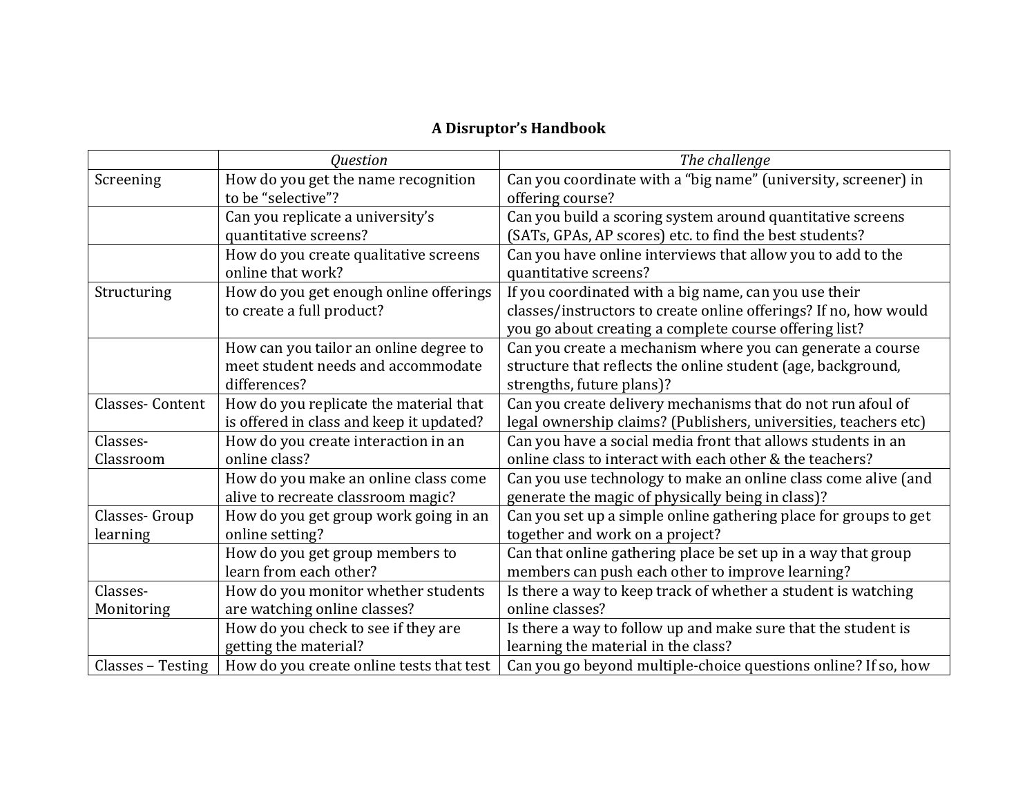# A Disruptor's Handbook

| | *Question* | *The challenge* |
|---|---|---|
| Screening | How do you get the name recognition to be "selective"? | Can you coordinate with a "big name" (university, screener) in offering course? |
| | Can you replicate a university's quantitative screens? | Can you build a scoring system around quantitative screens (SATs, GPAs, AP scores) etc. to find the best students? |
| | How do you create qualitative screens online that work? | Can you have online interviews that allow you to add to the quantitative screens? |
| Structuring | How do you get enough online offerings to create a full product? | If you coordinated with a big name, can you use their classes/instructors to create online offerings? If no, how would you go about creating a complete course offering list? |
| | How can you tailor an online degree to meet student needs and accommodate differences? | Can you create a mechanism where you can generate a course structure that reflects the online student (age, background, strengths, future plans)? |
| Classes- Content | How do you replicate the material that is offered in class and keep it updated? | Can you create delivery mechanisms that do not run afoul of legal ownership claims? (Publishers, universities, teachers etc) |
| Classes- Classroom | How do you create interaction in an online class? | Can you have a social media front that allows students in an online class to interact with each other & the teachers? |
| | How do you make an online class come alive to recreate classroom magic? | Can you use technology to make an online class come alive (and generate the magic of physically being in class)? |
| Classes- Group learning | How do you get group work going in an online setting? | Can you set up a simple online gathering place for groups to get together and work on a project? |
| | How do you get group members to learn from each other? | Can that online gathering place be set up in a way that group members can push each other to improve learning? |
| Classes- Monitoring | How do you monitor whether students are watching online classes? | Is there a way to keep track of whether a student is watching online classes? |
| | How do you check to see if they are getting the material? | Is there a way to follow up and make sure that the student is learning the material in the class? |
| Classes – Testing | How do you create online tests that test | Can you go beyond multiple-choice questions online? If so, how |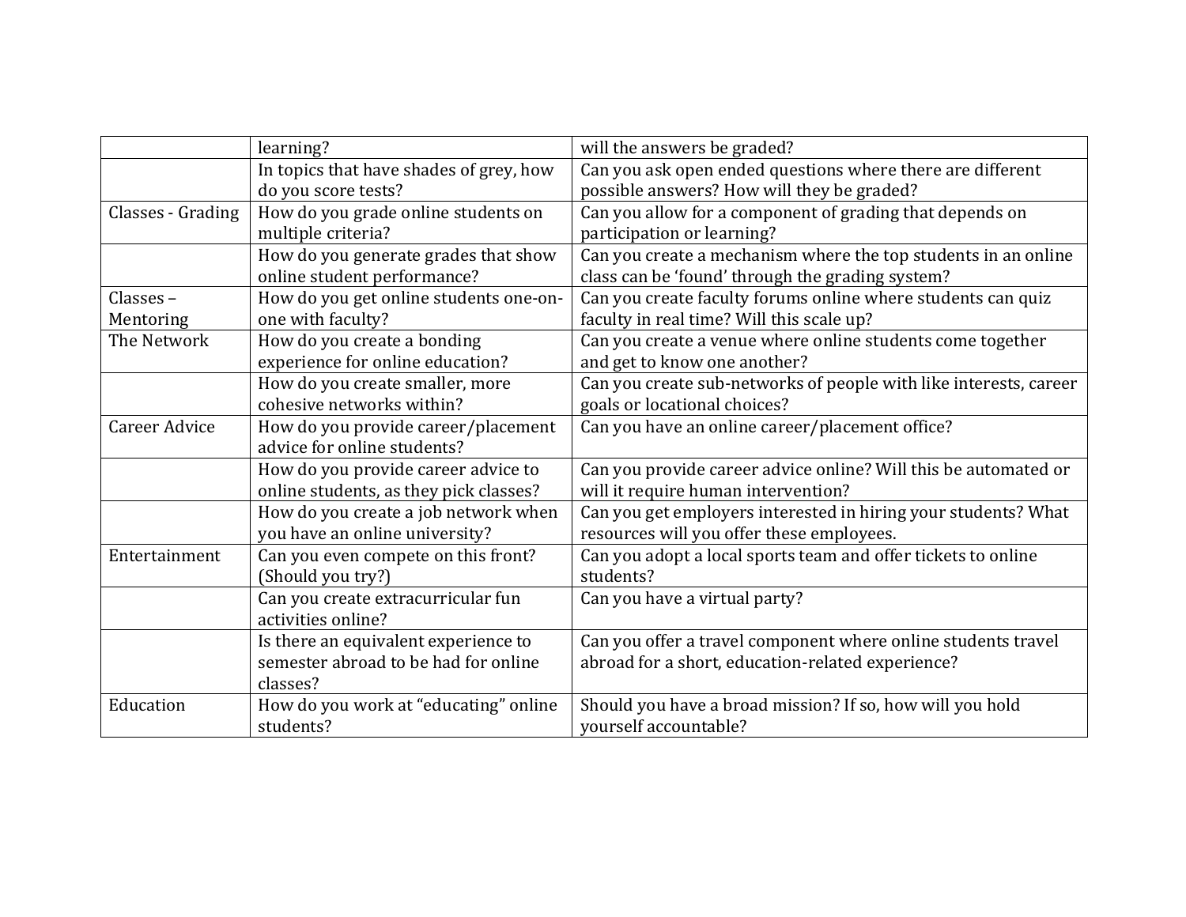| | | |
|---|---|---|
| | learning? | will the answers be graded? |
| | In topics that have shades of grey, how do you score tests? | Can you ask open ended questions where there are different possible answers? How will they be graded? |
| Classes - Grading | How do you grade online students on multiple criteria? | Can you allow for a component of grading that depends on participation or learning? |
| | How do you generate grades that show online student performance? | Can you create a mechanism where the top students in an online class can be 'found' through the grading system? |
| Classes – Mentoring | How do you get online students one-on-one with faculty? | Can you create faculty forums online where students can quiz faculty in real time? Will this scale up? |
| The Network | How do you create a bonding experience for online education? | Can you create a venue where online students come together and get to know one another? |
| | How do you create smaller, more cohesive networks within? | Can you create sub-networks of people with like interests, career goals or locational choices? |
| Career Advice | How do you provide career/placement advice for online students? | Can you have an online career/placement office? |
| | How do you provide career advice to online students, as they pick classes? | Can you provide career advice online? Will this be automated or will it require human intervention? |
| | How do you create a job network when you have an online university? | Can you get employers interested in hiring your students? What resources will you offer these employees. |
| Entertainment | Can you even compete on this front? (Should you try?) | Can you adopt a local sports team and offer tickets to online students? |
| | Can you create extracurricular fun activities online? | Can you have a virtual party? |
| | Is there an equivalent experience to semester abroad to be had for online classes? | Can you offer a travel component where online students travel abroad for a short, education-related experience? |
| Education | How do you work at "educating" online students? | Should you have a broad mission? If so, how will you hold yourself accountable? |